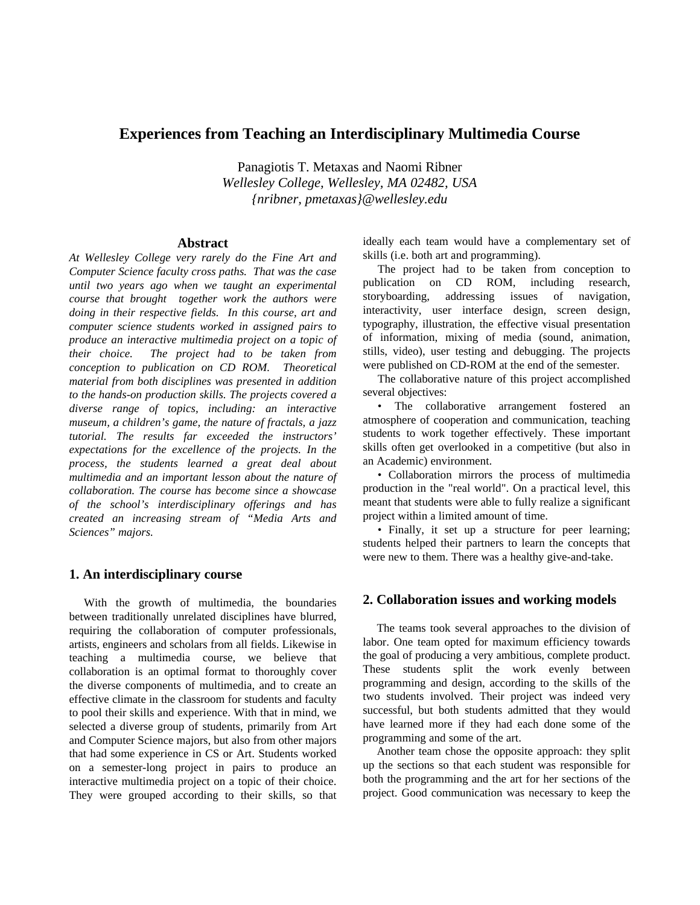# Experiences from Teaching an Interdisciplinary Multimedia Course

Panagiotis T. Metaxas and Naomi Ribner
*Wellesley College, Wellesley, MA 02482, USA*
*{nribner, pmetaxas}@wellesley.edu*

## Abstract

*At Wellesley College very rarely do the Fine Art and Computer Science faculty cross paths. That was the case until two years ago when we taught an experimental course that brought together work the authors were doing in their respective fields. In this course, art and computer science students worked in assigned pairs to produce an interactive multimedia project on a topic of their choice. The project had to be taken from conception to publication on CD ROM. Theoretical material from both disciplines was presented in addition to the hands-on production skills. The projects covered a diverse range of topics, including: an interactive museum, a children's game, the nature of fractals, a jazz tutorial. The results far exceeded the instructors' expectations for the excellence of the projects. In the process, the students learned a great deal about multimedia and an important lesson about the nature of collaboration. The course has become since a showcase of the school's interdisciplinary offerings and has created an increasing stream of "Media Arts and Sciences" majors.*

## 1. An interdisciplinary course

With the growth of multimedia, the boundaries between traditionally unrelated disciplines have blurred, requiring the collaboration of computer professionals, artists, engineers and scholars from all fields. Likewise in teaching a multimedia course, we believe that collaboration is an optimal format to thoroughly cover the diverse components of multimedia, and to create an effective climate in the classroom for students and faculty to pool their skills and experience. With that in mind, we selected a diverse group of students, primarily from Art and Computer Science majors, but also from other majors that had some experience in CS or Art. Students worked on a semester-long project in pairs to produce an interactive multimedia project on a topic of their choice. They were grouped according to their skills, so that ideally each team would have a complementary set of skills (i.e. both art and programming).

The project had to be taken from conception to publication on CD ROM, including research, storyboarding, addressing issues of navigation, interactivity, user interface design, screen design, typography, illustration, the effective visual presentation of information, mixing of media (sound, animation, stills, video), user testing and debugging. The projects were published on CD-ROM at the end of the semester.

The collaborative nature of this project accomplished several objectives:

- The collaborative arrangement fostered an atmosphere of cooperation and communication, teaching students to work together effectively. These important skills often get overlooked in a competitive (but also in an Academic) environment.
- Collaboration mirrors the process of multimedia production in the "real world". On a practical level, this meant that students were able to fully realize a significant project within a limited amount of time.
- Finally, it set up a structure for peer learning; students helped their partners to learn the concepts that were new to them. There was a healthy give-and-take.

## 2. Collaboration issues and working models

The teams took several approaches to the division of labor. One team opted for maximum efficiency towards the goal of producing a very ambitious, complete product. These students split the work evenly between programming and design, according to the skills of the two students involved. Their project was indeed very successful, but both students admitted that they would have learned more if they had each done some of the programming and some of the art.

Another team chose the opposite approach: they split up the sections so that each student was responsible for both the programming and the art for her sections of the project. Good communication was necessary to keep the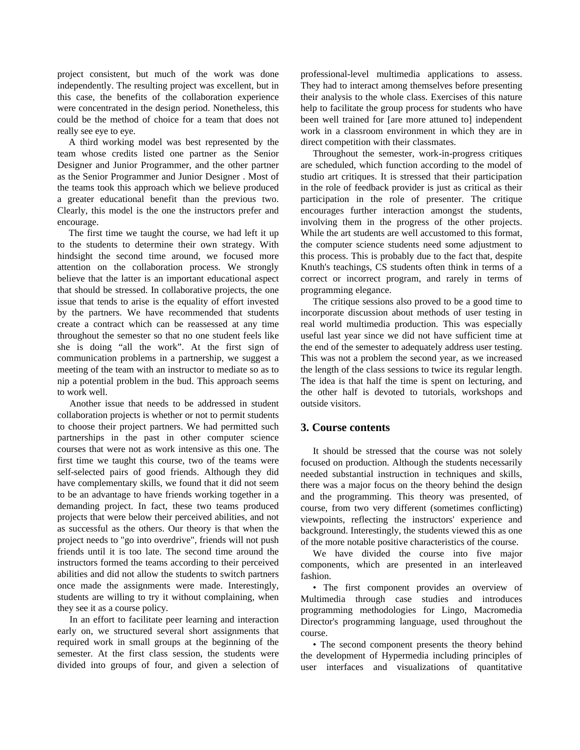project consistent, but much of the work was done independently. The resulting project was excellent, but in this case, the benefits of the collaboration experience were concentrated in the design period. Nonetheless, this could be the method of choice for a team that does not really see eye to eye.

A third working model was best represented by the team whose credits listed one partner as the Senior Designer and Junior Programmer, and the other partner as the Senior Programmer and Junior Designer . Most of the teams took this approach which we believe produced a greater educational benefit than the previous two. Clearly, this model is the one the instructors prefer and encourage.

The first time we taught the course, we had left it up to the students to determine their own strategy. With hindsight the second time around, we focused more attention on the collaboration process. We strongly believe that the latter is an important educational aspect that should be stressed. In collaborative projects, the one issue that tends to arise is the equality of effort invested by the partners. We have recommended that students create a contract which can be reassessed at any time throughout the semester so that no one student feels like she is doing "all the work". At the first sign of communication problems in a partnership, we suggest a meeting of the team with an instructor to mediate so as to nip a potential problem in the bud. This approach seems to work well.

Another issue that needs to be addressed in student collaboration projects is whether or not to permit students to choose their project partners. We had permitted such partnerships in the past in other computer science courses that were not as work intensive as this one. The first time we taught this course, two of the teams were self-selected pairs of good friends. Although they did have complementary skills, we found that it did not seem to be an advantage to have friends working together in a demanding project. In fact, these two teams produced projects that were below their perceived abilities, and not as successful as the others. Our theory is that when the project needs to "go into overdrive", friends will not push friends until it is too late. The second time around the instructors formed the teams according to their perceived abilities and did not allow the students to switch partners once made the assignments were made. Interestingly, students are willing to try it without complaining, when they see it as a course policy.

In an effort to facilitate peer learning and interaction early on, we structured several short assignments that required work in small groups at the beginning of the semester. At the first class session, the students were divided into groups of four, and given a selection of professional-level multimedia applications to assess. They had to interact among themselves before presenting their analysis to the whole class. Exercises of this nature help to facilitate the group process for students who have been well trained for [are more attuned to] independent work in a classroom environment in which they are in direct competition with their classmates.

Throughout the semester, work-in-progress critiques are scheduled, which function according to the model of studio art critiques. It is stressed that their participation in the role of feedback provider is just as critical as their participation in the role of presenter. The critique encourages further interaction amongst the students, involving them in the progress of the other projects. While the art students are well accustomed to this format, the computer science students need some adjustment to this process. This is probably due to the fact that, despite Knuth's teachings, CS students often think in terms of a correct or incorrect program, and rarely in terms of programming elegance.

The critique sessions also proved to be a good time to incorporate discussion about methods of user testing in real world multimedia production. This was especially useful last year since we did not have sufficient time at the end of the semester to adequately address user testing. This was not a problem the second year, as we increased the length of the class sessions to twice its regular length. The idea is that half the time is spent on lecturing, and the other half is devoted to tutorials, workshops and outside visitors.

## 3. Course contents

It should be stressed that the course was not solely focused on production. Although the students necessarily needed substantial instruction in techniques and skills, there was a major focus on the theory behind the design and the programming. This theory was presented, of course, from two very different (sometimes conflicting) viewpoints, reflecting the instructors' experience and background. Interestingly, the students viewed this as one of the more notable positive characteristics of the course.

We have divided the course into five major components, which are presented in an interleaved fashion.

- The first component provides an overview of Multimedia through case studies and introduces programming methodologies for Lingo, Macromedia Director's programming language, used throughout the course.
- The second component presents the theory behind the development of Hypermedia including principles of user interfaces and visualizations of quantitative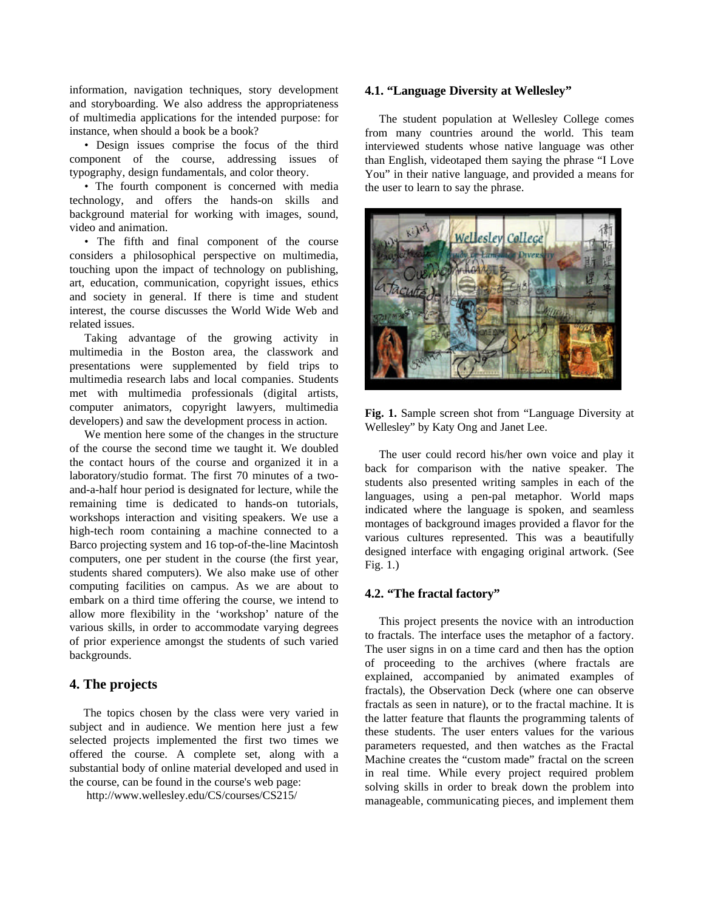information, navigation techniques, story development and storyboarding. We also address the appropriateness of multimedia applications for the intended purpose: for instance, when should a book be a book?

• Design issues comprise the focus of the third component of the course, addressing issues of typography, design fundamentals, and color theory.

• The fourth component is concerned with media technology, and offers the hands-on skills and background material for working with images, sound, video and animation.

• The fifth and final component of the course considers a philosophical perspective on multimedia, touching upon the impact of technology on publishing, art, education, communication, copyright issues, ethics and society in general. If there is time and student interest, the course discusses the World Wide Web and related issues.

Taking advantage of the growing activity in multimedia in the Boston area, the classwork and presentations were supplemented by field trips to multimedia research labs and local companies. Students met with multimedia professionals (digital artists, computer animators, copyright lawyers, multimedia developers) and saw the development process in action.

We mention here some of the changes in the structure of the course the second time we taught it. We doubled the contact hours of the course and organized it in a laboratory/studio format. The first 70 minutes of a two-and-a-half hour period is designated for lecture, while the remaining time is dedicated to hands-on tutorials, workshops interaction and visiting speakers. We use a high-tech room containing a machine connected to a Barco projecting system and 16 top-of-the-line Macintosh computers, one per student in the course (the first year, students shared computers). We also make use of other computing facilities on campus. As we are about to embark on a third time offering the course, we intend to allow more flexibility in the 'workshop' nature of the various skills, in order to accommodate varying degrees of prior experience amongst the students of such varied backgrounds.

## 4. The projects

The topics chosen by the class were very varied in subject and in audience. We mention here just a few selected projects implemented the first two times we offered the course. A complete set, along with a substantial body of online material developed and used in the course, can be found in the course's web page:

http://www.wellesley.edu/CS/courses/CS215/

### 4.1. "Language Diversity at Wellesley"

The student population at Wellesley College comes from many countries around the world. This team interviewed students whose native language was other than English, videotaped them saying the phrase "I Love You" in their native language, and provided a means for the user to learn to say the phrase.

**Fig. 1.** Sample screen shot from "Language Diversity at Wellesley" by Katy Ong and Janet Lee.

The user could record his/her own voice and play it back for comparison with the native speaker. The students also presented writing samples in each of the languages, using a pen-pal metaphor. World maps indicated where the language is spoken, and seamless montages of background images provided a flavor for the various cultures represented. This was a beautifully designed interface with engaging original artwork. (See Fig. 1.)

### 4.2. "The fractal factory"

This project presents the novice with an introduction to fractals. The interface uses the metaphor of a factory. The user signs in on a time card and then has the option of proceeding to the archives (where fractals are explained, accompanied by animated examples of fractals), the Observation Deck (where one can observe fractals as seen in nature), or to the fractal machine. It is the latter feature that flaunts the programming talents of these students. The user enters values for the various parameters requested, and then watches as the Fractal Machine creates the "custom made" fractal on the screen in real time. While every project required problem solving skills in order to break down the problem into manageable, communicating pieces, and implement them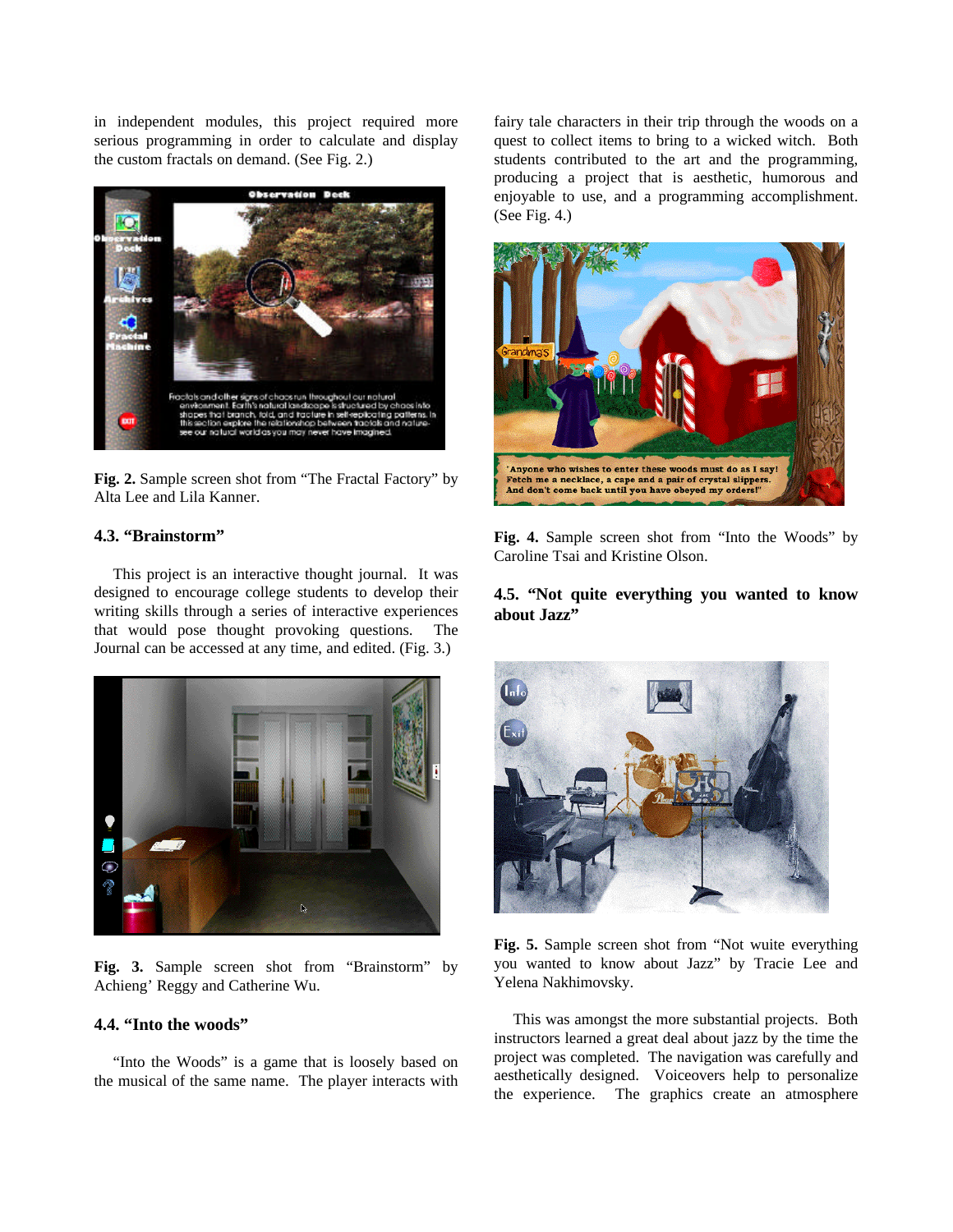in independent modules, this project required more serious programming in order to calculate and display the custom fractals on demand. (See Fig. 2.)

**Fig. 2.** Sample screen shot from "The Fractal Factory" by Alta Lee and Lila Kanner.

### 4.3. "Brainstorm"

This project is an interactive thought journal. It was designed to encourage college students to develop their writing skills through a series of interactive experiences that would pose thought provoking questions. The Journal can be accessed at any time, and edited. (Fig. 3.)

**Fig. 3.** Sample screen shot from "Brainstorm" by Achieng' Reggy and Catherine Wu.

### 4.4. "Into the woods"

"Into the Woods" is a game that is loosely based on the musical of the same name. The player interacts with fairy tale characters in their trip through the woods on a quest to collect items to bring to a wicked witch. Both students contributed to the art and the programming, producing a project that is aesthetic, humorous and enjoyable to use, and a programming accomplishment. (See Fig. 4.)

**Fig. 4.** Sample screen shot from "Into the Woods" by Caroline Tsai and Kristine Olson.

### 4.5. "Not quite everything you wanted to know about Jazz"

**Fig. 5.** Sample screen shot from "Not wuite everything you wanted to know about Jazz" by Tracie Lee and Yelena Nakhimovsky.

This was amongst the more substantial projects. Both instructors learned a great deal about jazz by the time the project was completed. The navigation was carefully and aesthetically designed. Voiceovers help to personalize the experience. The graphics create an atmosphere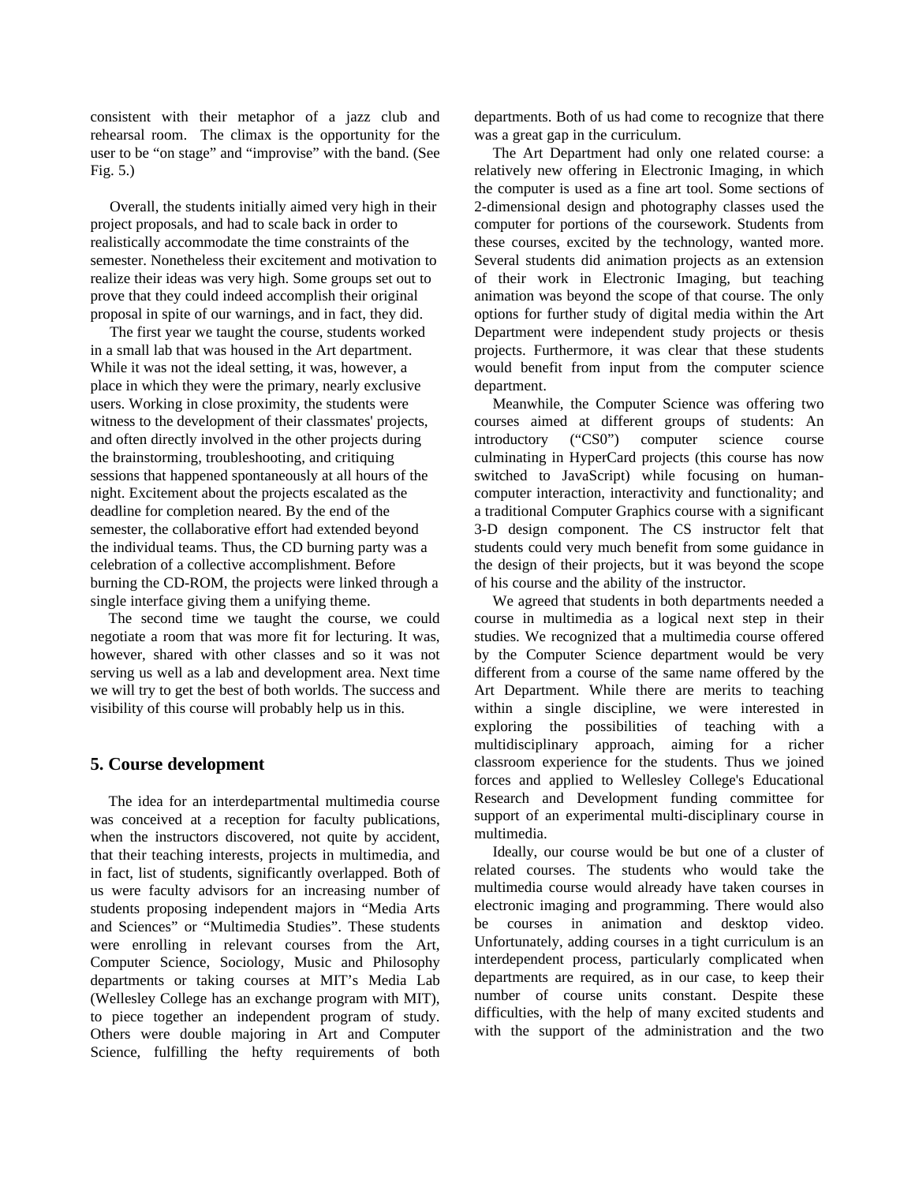consistent with their metaphor of a jazz club and rehearsal room. The climax is the opportunity for the user to be "on stage" and "improvise" with the band. (See Fig. 5.)

Overall, the students initially aimed very high in their project proposals, and had to scale back in order to realistically accommodate the time constraints of the semester. Nonetheless their excitement and motivation to realize their ideas was very high. Some groups set out to prove that they could indeed accomplish their original proposal in spite of our warnings, and in fact, they did.

The first year we taught the course, students worked in a small lab that was housed in the Art department. While it was not the ideal setting, it was, however, a place in which they were the primary, nearly exclusive users. Working in close proximity, the students were witness to the development of their classmates' projects, and often directly involved in the other projects during the brainstorming, troubleshooting, and critiquing sessions that happened spontaneously at all hours of the night. Excitement about the projects escalated as the deadline for completion neared. By the end of the semester, the collaborative effort had extended beyond the individual teams. Thus, the CD burning party was a celebration of a collective accomplishment. Before burning the CD-ROM, the projects were linked through a single interface giving them a unifying theme.

The second time we taught the course, we could negotiate a room that was more fit for lecturing. It was, however, shared with other classes and so it was not serving us well as a lab and development area. Next time we will try to get the best of both worlds. The success and visibility of this course will probably help us in this.

## 5. Course development

The idea for an interdepartmental multimedia course was conceived at a reception for faculty publications, when the instructors discovered, not quite by accident, that their teaching interests, projects in multimedia, and in fact, list of students, significantly overlapped. Both of us were faculty advisors for an increasing number of students proposing independent majors in "Media Arts and Sciences" or "Multimedia Studies". These students were enrolling in relevant courses from the Art, Computer Science, Sociology, Music and Philosophy departments or taking courses at MIT's Media Lab (Wellesley College has an exchange program with MIT), to piece together an independent program of study. Others were double majoring in Art and Computer Science, fulfilling the hefty requirements of both departments. Both of us had come to recognize that there was a great gap in the curriculum.

The Art Department had only one related course: a relatively new offering in Electronic Imaging, in which the computer is used as a fine art tool. Some sections of 2-dimensional design and photography classes used the computer for portions of the coursework. Students from these courses, excited by the technology, wanted more. Several students did animation projects as an extension of their work in Electronic Imaging, but teaching animation was beyond the scope of that course. The only options for further study of digital media within the Art Department were independent study projects or thesis projects. Furthermore, it was clear that these students would benefit from input from the computer science department.

Meanwhile, the Computer Science was offering two courses aimed at different groups of students: An introductory ("CS0") computer science course culminating in HyperCard projects (this course has now switched to JavaScript) while focusing on human-computer interaction, interactivity and functionality; and a traditional Computer Graphics course with a significant 3-D design component. The CS instructor felt that students could very much benefit from some guidance in the design of their projects, but it was beyond the scope of his course and the ability of the instructor.

We agreed that students in both departments needed a course in multimedia as a logical next step in their studies. We recognized that a multimedia course offered by the Computer Science department would be very different from a course of the same name offered by the Art Department. While there are merits to teaching within a single discipline, we were interested in exploring the possibilities of teaching with a multidisciplinary approach, aiming for a richer classroom experience for the students. Thus we joined forces and applied to Wellesley College's Educational Research and Development funding committee for support of an experimental multi-disciplinary course in multimedia.

Ideally, our course would be but one of a cluster of related courses. The students who would take the multimedia course would already have taken courses in electronic imaging and programming. There would also be courses in animation and desktop video. Unfortunately, adding courses in a tight curriculum is an interdependent process, particularly complicated when departments are required, as in our case, to keep their number of course units constant. Despite these difficulties, with the help of many excited students and with the support of the administration and the two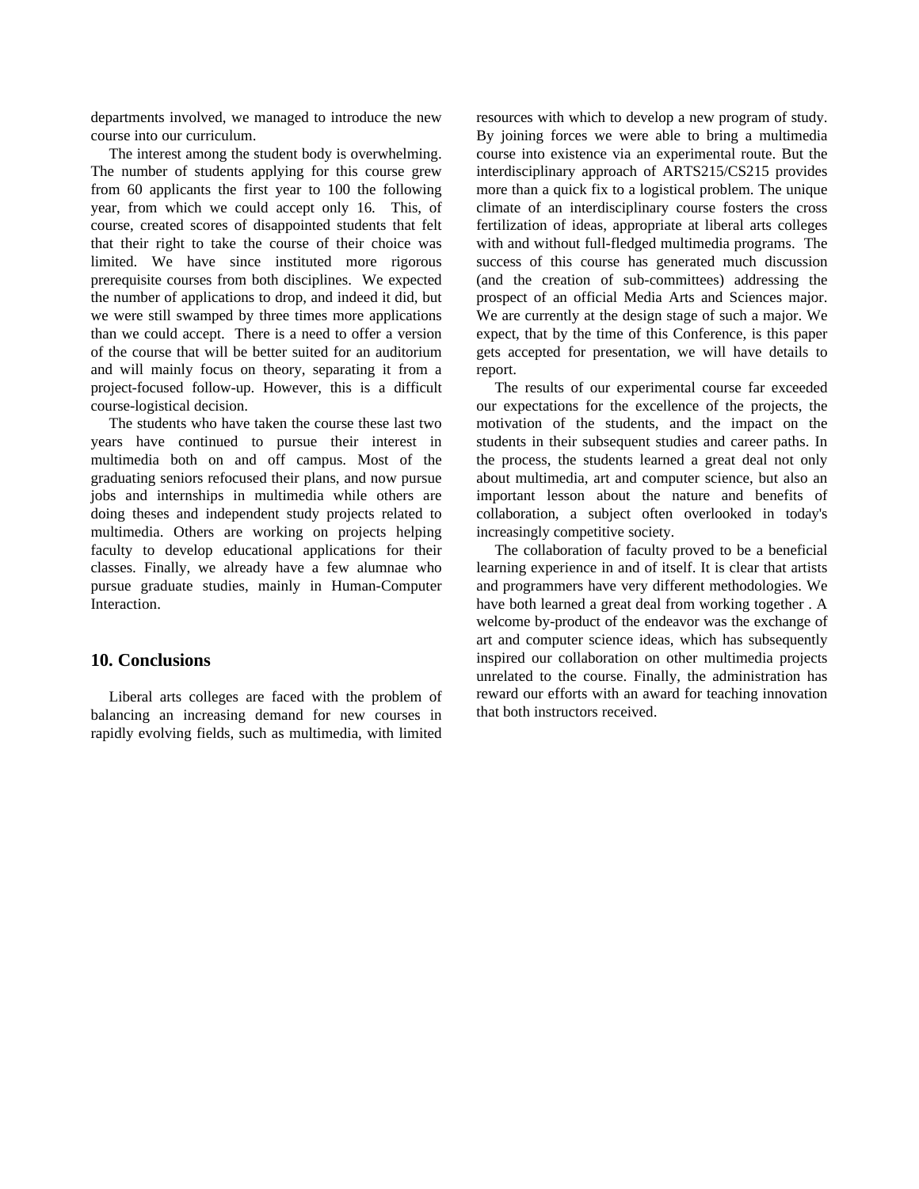departments involved, we managed to introduce the new course into our curriculum.

The interest among the student body is overwhelming. The number of students applying for this course grew from 60 applicants the first year to 100 the following year, from which we could accept only 16. This, of course, created scores of disappointed students that felt that their right to take the course of their choice was limited. We have since instituted more rigorous prerequisite courses from both disciplines. We expected the number of applications to drop, and indeed it did, but we were still swamped by three times more applications than we could accept. There is a need to offer a version of the course that will be better suited for an auditorium and will mainly focus on theory, separating it from a project-focused follow-up. However, this is a difficult course-logistical decision.

The students who have taken the course these last two years have continued to pursue their interest in multimedia both on and off campus. Most of the graduating seniors refocused their plans, and now pursue jobs and internships in multimedia while others are doing theses and independent study projects related to multimedia. Others are working on projects helping faculty to develop educational applications for their classes. Finally, we already have a few alumnae who pursue graduate studies, mainly in Human-Computer Interaction.

## 10. Conclusions

Liberal arts colleges are faced with the problem of balancing an increasing demand for new courses in rapidly evolving fields, such as multimedia, with limited resources with which to develop a new program of study. By joining forces we were able to bring a multimedia course into existence via an experimental route. But the interdisciplinary approach of ARTS215/CS215 provides more than a quick fix to a logistical problem. The unique climate of an interdisciplinary course fosters the cross fertilization of ideas, appropriate at liberal arts colleges with and without full-fledged multimedia programs. The success of this course has generated much discussion (and the creation of sub-committees) addressing the prospect of an official Media Arts and Sciences major. We are currently at the design stage of such a major. We expect, that by the time of this Conference, is this paper gets accepted for presentation, we will have details to report.

The results of our experimental course far exceeded our expectations for the excellence of the projects, the motivation of the students, and the impact on the students in their subsequent studies and career paths. In the process, the students learned a great deal not only about multimedia, art and computer science, but also an important lesson about the nature and benefits of collaboration, a subject often overlooked in today's increasingly competitive society.

The collaboration of faculty proved to be a beneficial learning experience in and of itself. It is clear that artists and programmers have very different methodologies. We have both learned a great deal from working together . A welcome by-product of the endeavor was the exchange of art and computer science ideas, which has subsequently inspired our collaboration on other multimedia projects unrelated to the course. Finally, the administration has reward our efforts with an award for teaching innovation that both instructors received.